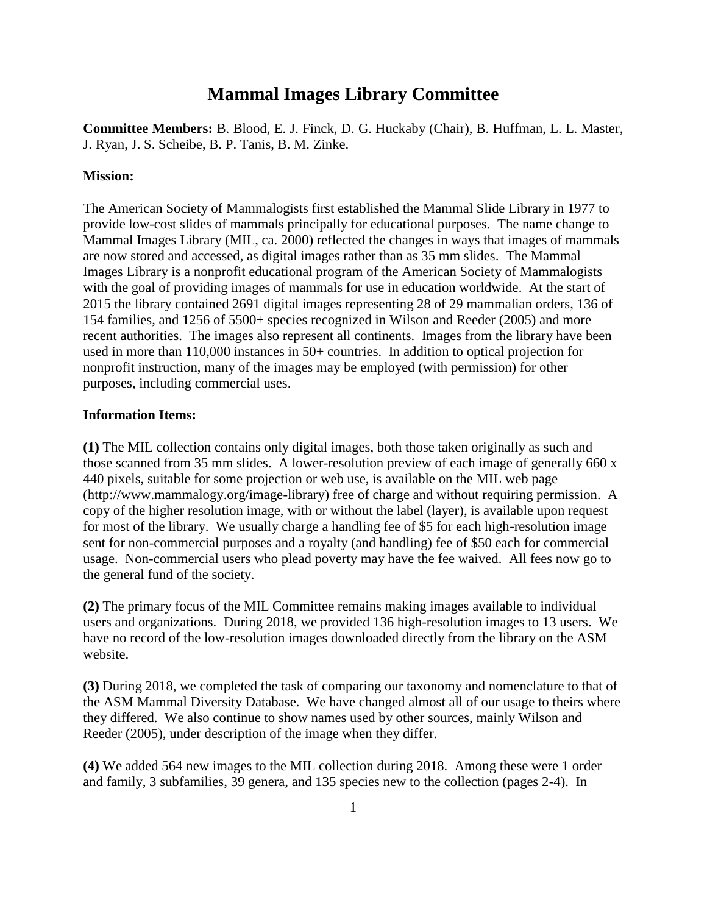# Mammal Images Library Committee

**Committee Members:** B. Blood, E. J. Finck, D. G. Huckaby (Chair), B. Huffman, L. L. Master, J. Ryan, J. S. Scheibe, B. P. Tanis, B. M. Zinke.

**Mission:**

The American Society of Mammalogists first established the Mammal Slide Library in 1977 to provide low-cost slides of mammals principally for educational purposes. The name change to Mammal Images Library (MIL, ca. 2000) reflected the changes in ways that images of mammals are now stored and accessed, as digital images rather than as 35 mm slides. The Mammal Images Library is a nonprofit educational program of the American Society of Mammalogists with the goal of providing images of mammals for use in education worldwide. At the start of 2015 the library contained 2691 digital images representing 28 of 29 mammalian orders, 136 of 154 families, and 1256 of 5500+ species recognized in Wilson and Reeder (2005) and more recent authorities. The images also represent all continents. Images from the library have been used in more than 110,000 instances in 50+ countries. In addition to optical projection for nonprofit instruction, many of the images may be employed (with permission) for other purposes, including commercial uses.

**Information Items:**

**(1)** The MIL collection contains only digital images, both those taken originally as such and those scanned from 35 mm slides. A lower-resolution preview of each image of generally 660 x 440 pixels, suitable for some projection or web use, is available on the MIL web page (http://www.mammalogy.org/image-library) free of charge and without requiring permission. A copy of the higher resolution image, with or without the label (layer), is available upon request for most of the library. We usually charge a handling fee of $5 for each high-resolution image sent for non-commercial purposes and a royalty (and handling) fee of $50 each for commercial usage. Non-commercial users who plead poverty may have the fee waived. All fees now go to the general fund of the society.

**(2)** The primary focus of the MIL Committee remains making images available to individual users and organizations. During 2018, we provided 136 high-resolution images to 13 users. We have no record of the low-resolution images downloaded directly from the library on the ASM website.

**(3)** During 2018, we completed the task of comparing our taxonomy and nomenclature to that of the ASM Mammal Diversity Database. We have changed almost all of our usage to theirs where they differed. We also continue to show names used by other sources, mainly Wilson and Reeder (2005), under description of the image when they differ.

**(4)** We added 564 new images to the MIL collection during 2018. Among these were 1 order and family, 3 subfamilies, 39 genera, and 135 species new to the collection (pages 2-4). In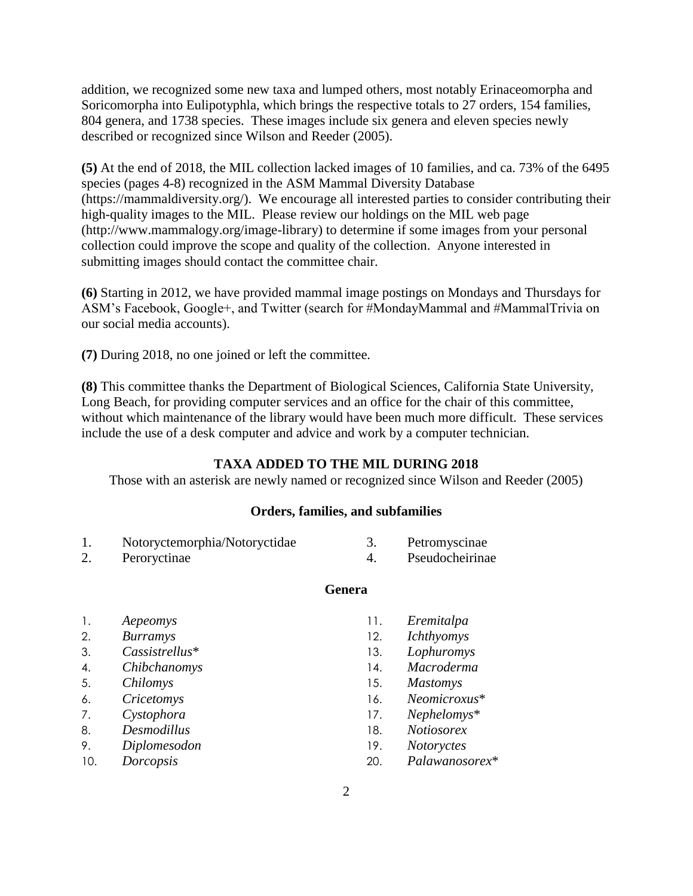addition, we recognized some new taxa and lumped others, most notably Erinaceomorpha and Soricomorpha into Eulipotyphla, which brings the respective totals to 27 orders, 154 families, 804 genera, and 1738 species. These images include six genera and eleven species newly described or recognized since Wilson and Reeder (2005).

**(5)** At the end of 2018, the MIL collection lacked images of 10 families, and ca. 73% of the 6495 species (pages 4-8) recognized in the ASM Mammal Diversity Database (https://mammaldiversity.org/). We encourage all interested parties to consider contributing their high-quality images to the MIL. Please review our holdings on the MIL web page (http://www.mammalogy.org/image-library) to determine if some images from your personal collection could improve the scope and quality of the collection. Anyone interested in submitting images should contact the committee chair.

**(6)** Starting in 2012, we have provided mammal image postings on Mondays and Thursdays for ASM's Facebook, Google+, and Twitter (search for #MondayMammal and #MammalTrivia on our social media accounts).

**(7)** During 2018, no one joined or left the committee.

**(8)** This committee thanks the Department of Biological Sciences, California State University, Long Beach, for providing computer services and an office for the chair of this committee, without which maintenance of the library would have been much more difficult. These services include the use of a desk computer and advice and work by a computer technician.

## TAXA ADDED TO THE MIL DURING 2018

Those with an asterisk are newly named or recognized since Wilson and Reeder (2005)

### Orders, families, and subfamilies

1. Notoryctemorphia/Notoryctidae
2. Peroryctinae
3. Petromyscinae
4. Pseudocheirinae

### Genera

1. *Aepeomys*
2. *Burramys*
3. *Cassistrellus**
4. *Chibchanomys*
5. *Chilomys*
6. *Cricetomys*
7. *Cystophora*
8. *Desmodillus*
9. *Diplomesodon*
10. *Dorcopsis*
11. *Eremitalpa*
12. *Ichthyomys*
13. *Lophuromys*
14. *Macroderma*
15. *Mastomys*
16. *Neomicroxus**
17. *Nephelomys**
18. *Notiosorex*
19. *Notoryctes*
20. *Palawanosorex**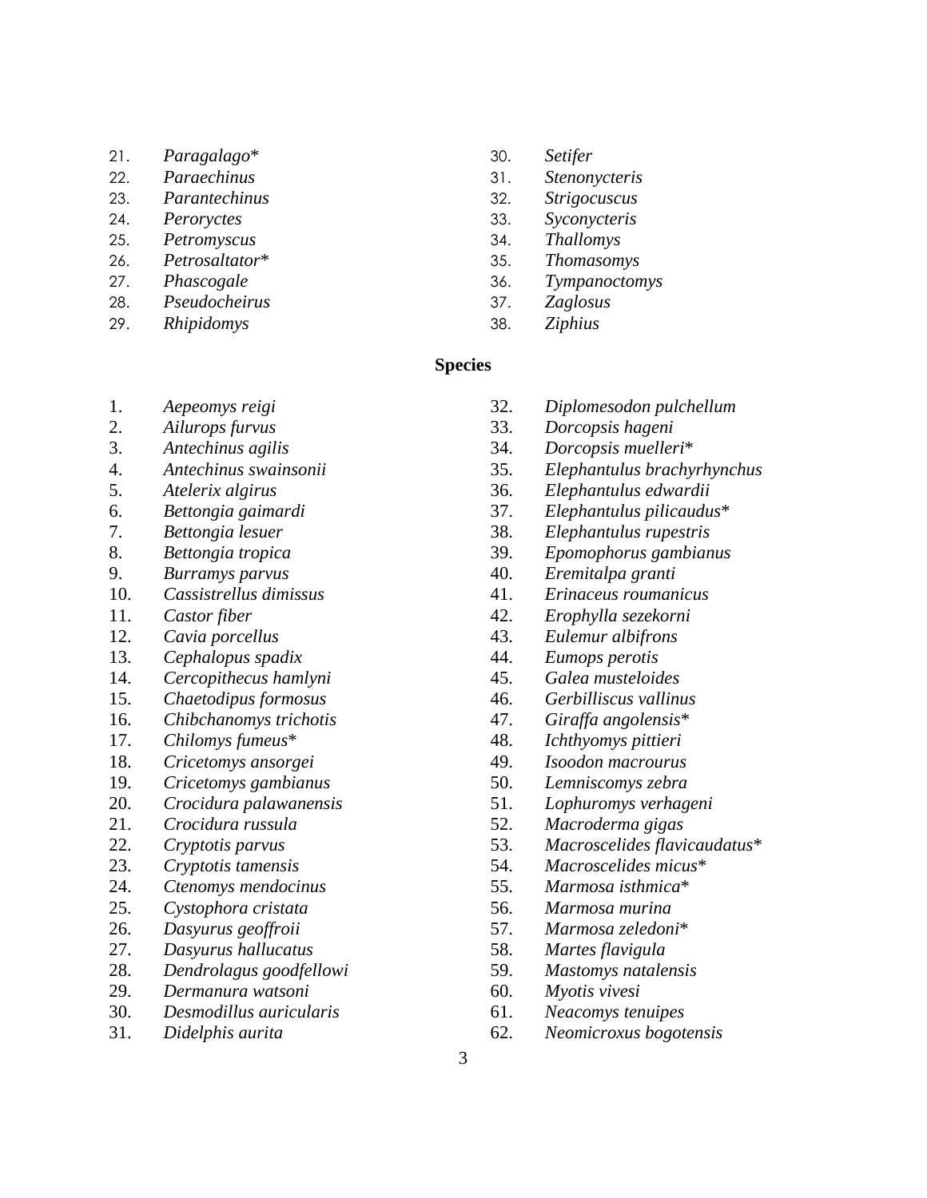21. *Paragalago**
22. *Paraechinus*
23. *Parantechinus*
24. *Peroryctes*
25. *Petromyscus*
26. *Petrosaltator**
27. *Phascogale*
28. *Pseudocheirus*
29. *Rhipidomys*
30. *Setifer*
31. *Stenonycteris*
32. *Strigocuscus*
33. *Syconycteris*
34. *Thallomys*
35. *Thomasomys*
36. *Tympanoctomys*
37. *Zaglosus*
38. *Ziphius*

**Species**

1. *Aepeomys reigi*
2. *Ailurops furvus*
3. *Antechinus agilis*
4. *Antechinus swainsonii*
5. *Atelerix algirus*
6. *Bettongia gaimardi*
7. *Bettongia lesuer*
8. *Bettongia tropica*
9. *Burramys parvus*
10. *Cassistrellus dimissus*
11. *Castor fiber*
12. *Cavia porcellus*
13. *Cephalopus spadix*
14. *Cercopithecus hamlyni*
15. *Chaetodipus formosus*
16. *Chibchanomys trichotis*
17. *Chilomys fumeus**
18. *Cricetomys ansorgei*
19. *Cricetomys gambianus*
20. *Crocidura palawanensis*
21. *Crocidura russula*
22. *Cryptotis parvus*
23. *Cryptotis tamensis*
24. *Ctenomys mendocinus*
25. *Cystophora cristata*
26. *Dasyurus geoffroii*
27. *Dasyurus hallucatus*
28. *Dendrolagus goodfellowi*
29. *Dermanura watsoni*
30. *Desmodillus auricularis*
31. *Didelphis aurita*
32. *Diplomesodon pulchellum*
33. *Dorcopsis hageni*
34. *Dorcopsis muelleri**
35. *Elephantulus brachyrhynchus*
36. *Elephantulus edwardii*
37. *Elephantulus pilicaudus**
38. *Elephantulus rupestris*
39. *Epomophorus gambianus*
40. *Eremitalpa granti*
41. *Erinaceus roumanicus*
42. *Erophylla sezekorni*
43. *Eulemur albifrons*
44. *Eumops perotis*
45. *Galea musteloides*
46. *Gerbilliscus vallinus*
47. *Giraffa angolensis**
48. *Ichthyomys pittieri*
49. *Isoodon macrourus*
50. *Lemniscomys zebra*
51. *Lophuromys verhageni*
52. *Macroderma gigas*
53. *Macroscelides flavicaudatus**
54. *Macroscelides micus**
55. *Marmosa isthmica**
56. *Marmosa murina*
57. *Marmosa zeledoni**
58. *Martes flavigula*
59. *Mastomys natalensis*
60. *Myotis vivesi*
61. *Neacomys tenuipes*
62. *Neomicroxus bogotensis*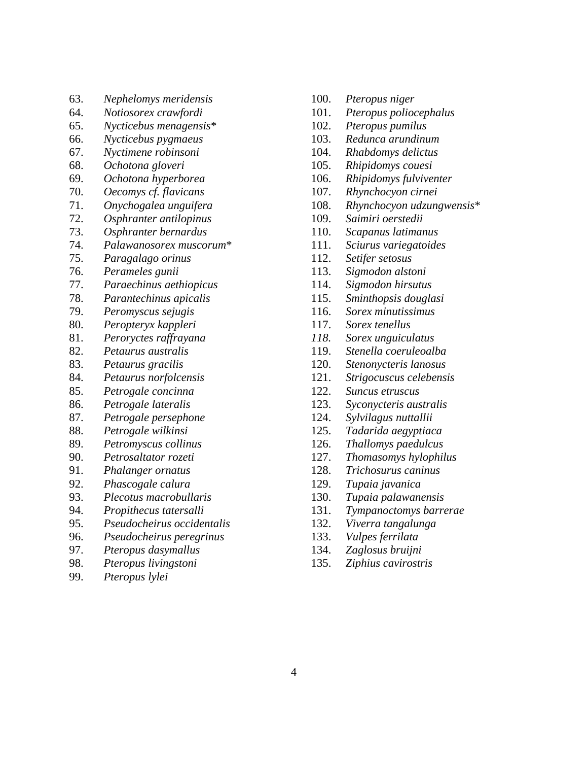63. *Nephelomys meridensis*
64. *Notiosorex crawfordi*
65. *Nycticebus menagensis**
66. *Nycticebus pygmaeus*
67. *Nyctimene robinsoni*
68. *Ochotona gloveri*
69. *Ochotona hyperborea*
70. *Oecomys cf. flavicans*
71. *Onychogalea unguifera*
72. *Osphranter antilopinus*
73. *Osphranter bernardus*
74. *Palawanosorex muscorum**
75. *Paragalago orinus*
76. *Perameles gunii*
77. *Paraechinus aethiopicus*
78. *Parantechinus apicalis*
79. *Peromyscus sejugis*
80. *Peropteryx kappleri*
81. *Peroryctes raffrayana*
82. *Petaurus australis*
83. *Petaurus gracilis*
84. *Petaurus norfolcensis*
85. *Petrogale concinna*
86. *Petrogale lateralis*
87. *Petrogale persephone*
88. *Petrogale wilkinsi*
89. *Petromyscus collinus*
90. *Petrosaltator rozeti*
91. *Phalanger ornatus*
92. *Phascogale calura*
93. *Plecotus macrobullaris*
94. *Propithecus tatersalli*
95. *Pseudocheirus occidentalis*
96. *Pseudocheirus peregrinus*
97. *Pteropus dasymallus*
98. *Pteropus livingstoni*
99. *Pteropus lylei*
100. *Pteropus niger*
101. *Pteropus poliocephalus*
102. *Pteropus pumilus*
103. *Redunca arundinum*
104. *Rhabdomys delictus*
105. *Rhipidomys couesi*
106. *Rhipidomys fulviventer*
107. *Rhynchocyon cirnei*
108. *Rhynchocyon udzungwensis**
109. *Saimiri oerstedii*
110. *Scapanus latimanus*
111. *Sciurus variegatoides*
112. *Setifer setosus*
113. *Sigmodon alstoni*
114. *Sigmodon hirsutus*
115. *Sminthopsis douglasi*
116. *Sorex minutissimus*
117. *Sorex tenellus*
118. *Sorex unguiculatus*
119. *Stenella coeruleoalba*
120. *Stenonycteris lanosus*
121. *Strigocuscus celebensis*
122. *Suncus etruscus*
123. *Syconycteris australis*
124. *Sylvilagus nuttallii*
125. *Tadarida aegyptiaca*
126. *Thallomys paedulcus*
127. *Thomasomys hylophilus*
128. *Trichosurus caninus*
129. *Tupaia javanica*
130. *Tupaia palawanensis*
131. *Tympanoctomys barrerae*
132. *Viverra tangalunga*
133. *Vulpes ferrilata*
134. *Zaglosus bruijni*
135. *Ziphius cavirostris*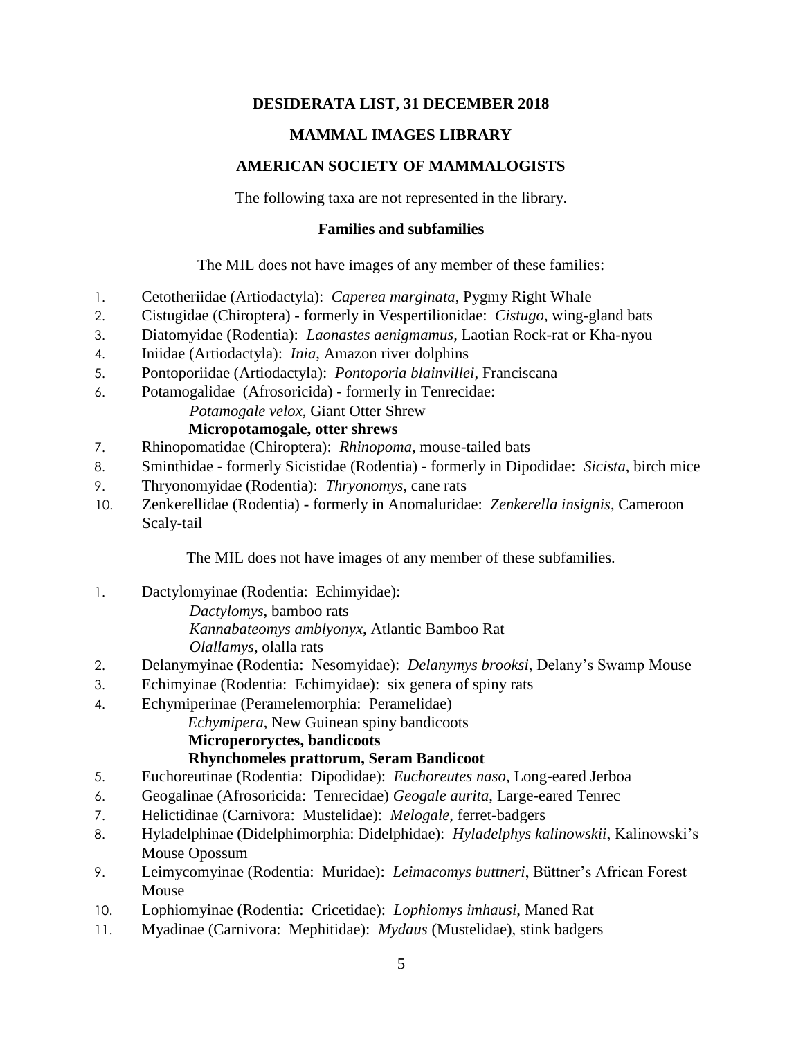**DESIDERATA LIST, 31 DECEMBER 2018**

**MAMMAL IMAGES LIBRARY**

**AMERICAN SOCIETY OF MAMMALOGISTS**

The following taxa are not represented in the library.

**Families and subfamilies**

The MIL does not have images of any member of these families:

1. Cetotheriidae (Artiodactyla): *Caperea marginata*, Pygmy Right Whale
2. Cistugidae (Chiroptera) - formerly in Vespertilionidae: *Cistugo*, wing-gland bats
3. Diatomyidae (Rodentia): *Laonastes aenigmamus*, Laotian Rock-rat or Kha-nyou
4. Iniidae (Artiodactyla): *Inia*, Amazon river dolphins
5. Pontoporiidae (Artiodactyla): *Pontoporia blainvillei*, Franciscana
6. Potamogalidae (Afrosoricida) - formerly in Tenrecidae:
   *Potamogale velox*, Giant Otter Shrew
   **Micropotamogale, otter shrews**
7. Rhinopomatidae (Chiroptera): *Rhinopoma*, mouse-tailed bats
8. Sminthidae - formerly Sicistidae (Rodentia) - formerly in Dipodidae: *Sicista*, birch mice
9. Thryonomyidae (Rodentia): *Thryonomys*, cane rats
10. Zenkerellidae (Rodentia) - formerly in Anomaluridae: *Zenkerella insignis*, Cameroon Scaly-tail

The MIL does not have images of any member of these subfamilies.

1. Dactylomyinae (Rodentia: Echimyidae):
   *Dactylomys*, bamboo rats
   *Kannabateomys amblyonyx*, Atlantic Bamboo Rat
   *Olallamys*, olalla rats
2. Delanymyinae (Rodentia: Nesomyidae): *Delanymys brooksi*, Delany's Swamp Mouse
3. Echimyinae (Rodentia: Echimyidae): six genera of spiny rats
4. Echymiperinae (Peramelemorphia: Peramelidae)
   *Echymipera*, New Guinean spiny bandicoots
   **Microperoryctes, bandicoots**
   **Rhynchomeles prattorum, Seram Bandicoot**
5. Euchoreutinae (Rodentia: Dipodidae): *Euchoreutes naso*, Long-eared Jerboa
6. Geogalinae (Afrosoricida: Tenrecidae) *Geogale aurita*, Large-eared Tenrec
7. Helictidinae (Carnivora: Mustelidae): *Melogale*, ferret-badgers
8. Hyladelphinae (Didelphimorphia: Didelphidae): *Hyladelphys kalinowskii*, Kalinowski's Mouse Opossum
9. Leimycomyinae (Rodentia: Muridae): *Leimacomys buttneri*, Büttner's African Forest Mouse
10. Lophiomyinae (Rodentia: Cricetidae): *Lophiomys imhausi*, Maned Rat
11. Myadinae (Carnivora: Mephitidae): *Mydaus* (Mustelidae), stink badgers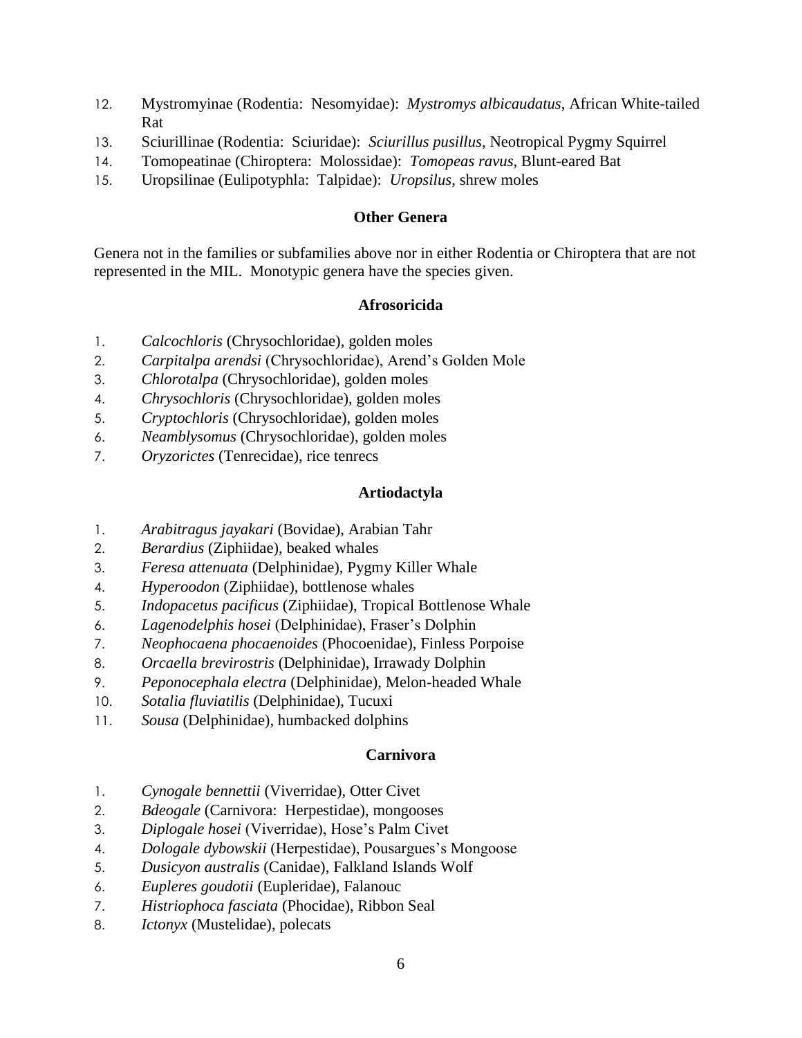12. Mystromyinae (Rodentia: Nesomyidae): *Mystromys albicaudatus*, African White-tailed Rat
13. Sciurillinae (Rodentia: Sciuridae): *Sciurillus pusillus*, Neotropical Pygmy Squirrel
14. Tomopeatinae (Chiroptera: Molossidae): *Tomopeas ravus*, Blunt-eared Bat
15. Uropsilinae (Eulipotyphla: Talpidae): *Uropsilus*, shrew moles

**Other Genera**

Genera not in the families or subfamilies above nor in either Rodentia or Chiroptera that are not represented in the MIL. Monotypic genera have the species given.

**Afrosoricida**

1. *Calcochloris* (Chrysochloridae), golden moles
2. *Carpitalpa arendsi* (Chrysochloridae), Arend's Golden Mole
3. *Chlorotalpa* (Chrysochloridae), golden moles
4. *Chrysochloris* (Chrysochloridae), golden moles
5. *Cryptochloris* (Chrysochloridae), golden moles
6. *Neamblysomus* (Chrysochloridae), golden moles
7. *Oryzorictes* (Tenrecidae), rice tenrecs

**Artiodactyla**

1. *Arabitragus jayakari* (Bovidae), Arabian Tahr
2. *Berardius* (Ziphiidae), beaked whales
3. *Feresa attenuata* (Delphinidae), Pygmy Killer Whale
4. *Hyperoodon* (Ziphiidae), bottlenose whales
5. *Indopacetus pacificus* (Ziphiidae), Tropical Bottlenose Whale
6. *Lagenodelphis hosei* (Delphinidae), Fraser's Dolphin
7. *Neophocaena phocaenoides* (Phocoenidae), Finless Porpoise
8. *Orcaella brevirostris* (Delphinidae), Irrawady Dolphin
9. *Peponocephala electra* (Delphinidae), Melon-headed Whale
10. *Sotalia fluviatilis* (Delphinidae), Tucuxi
11. *Sousa* (Delphinidae), humbacked dolphins

**Carnivora**

1. *Cynogale bennettii* (Viverridae), Otter Civet
2. *Bdeogale* (Carnivora: Herpestidae), mongooses
3. *Diplogale hosei* (Viverridae), Hose's Palm Civet
4. *Dologale dybowskii* (Herpestidae), Pousargues's Mongoose
5. *Dusicyon australis* (Canidae), Falkland Islands Wolf
6. *Eupleres goudotii* (Eupleridae), Falanouc
7. *Histriophoca fasciata* (Phocidae), Ribbon Seal
8. *Ictonyx* (Mustelidae), polecats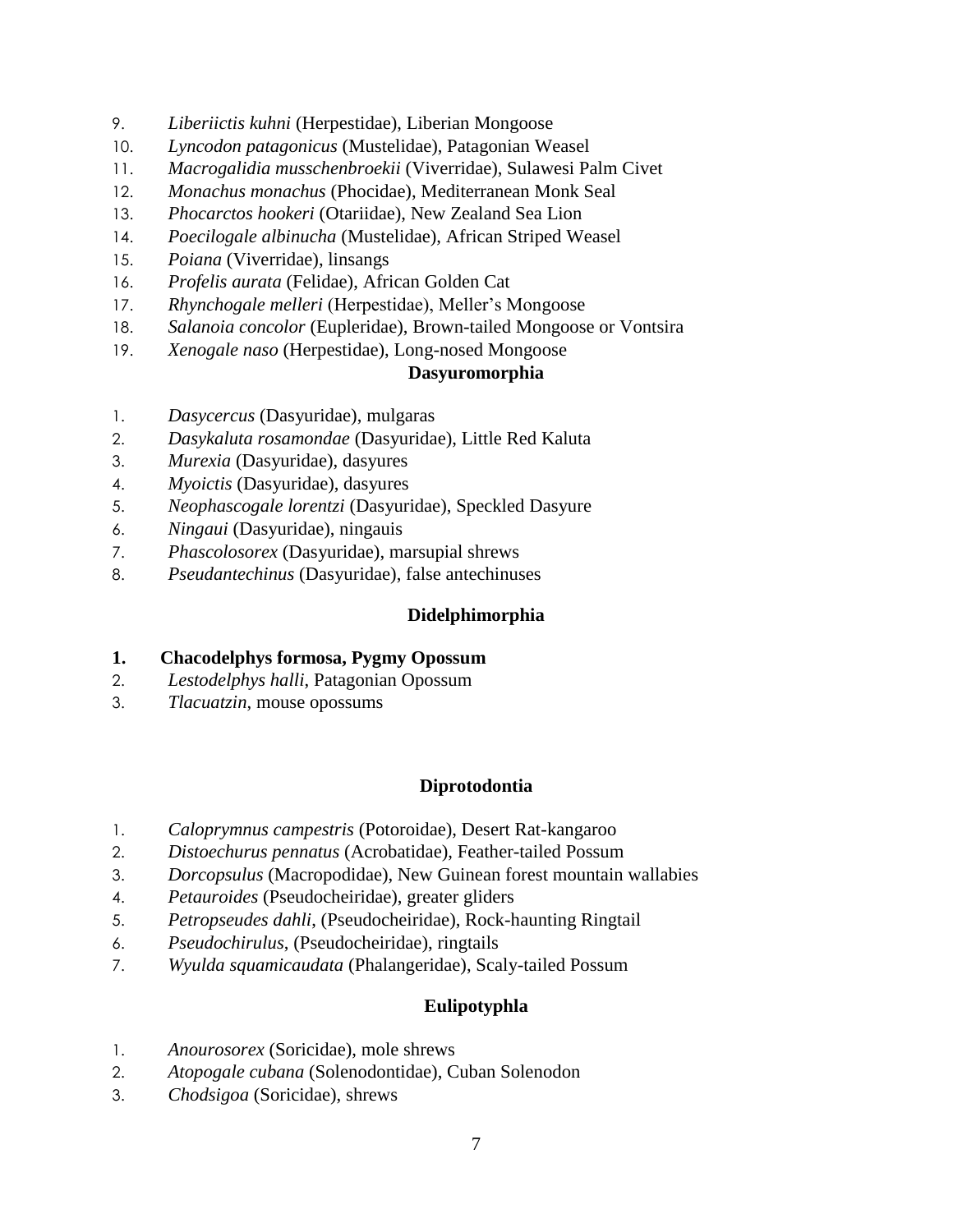9. *Liberiictis kuhni* (Herpestidae), Liberian Mongoose
10. *Lyncodon patagonicus* (Mustelidae), Patagonian Weasel
11. *Macrogalidia musschenbroekii* (Viverridae), Sulawesi Palm Civet
12. *Monachus monachus* (Phocidae), Mediterranean Monk Seal
13. *Phocarctos hookeri* (Otariidae), New Zealand Sea Lion
14. *Poecilogale albinucha* (Mustelidae), African Striped Weasel
15. *Poiana* (Viverridae), linsangs
16. *Profelis aurata* (Felidae), African Golden Cat
17. *Rhynchogale melleri* (Herpestidae), Meller's Mongoose
18. *Salanoia concolor* (Eupleridae), Brown-tailed Mongoose or Vontsira
19. *Xenogale naso* (Herpestidae), Long-nosed Mongoose

## Dasyuromorphia

1. *Dasycercus* (Dasyuridae), mulgaras
2. *Dasykaluta rosamondae* (Dasyuridae), Little Red Kaluta
3. *Murexia* (Dasyuridae), dasyures
4. *Myoictis* (Dasyuridae), dasyures
5. *Neophascogale lorentzi* (Dasyuridae), Speckled Dasyure
6. *Ningaui* (Dasyuridae), ningauis
7. *Phascolosorex* (Dasyuridae), marsupial shrews
8. *Pseudantechinus* (Dasyuridae), false antechinuses

## Didelphimorphia

1. **Chacodelphys formosa, Pygmy Opossum**
2. *Lestodelphys halli*, Patagonian Opossum
3. *Tlacuatzin*, mouse opossums

## Diprotodontia

1. *Caloprymnus campestris* (Potoroidae), Desert Rat-kangaroo
2. *Distoechurus pennatus* (Acrobatidae), Feather-tailed Possum
3. *Dorcopsulus* (Macropodidae), New Guinean forest mountain wallabies
4. *Petauroides* (Pseudocheiridae), greater gliders
5. *Petropseudes dahli*, (Pseudocheiridae), Rock-haunting Ringtail
6. *Pseudochirulus*, (Pseudocheiridae), ringtails
7. *Wyulda squamicaudata* (Phalangeridae), Scaly-tailed Possum

## Eulipotyphla

1. *Anourosorex* (Soricidae), mole shrews
2. *Atopogale cubana* (Solenodontidae), Cuban Solenodon
3. *Chodsigoa* (Soricidae), shrews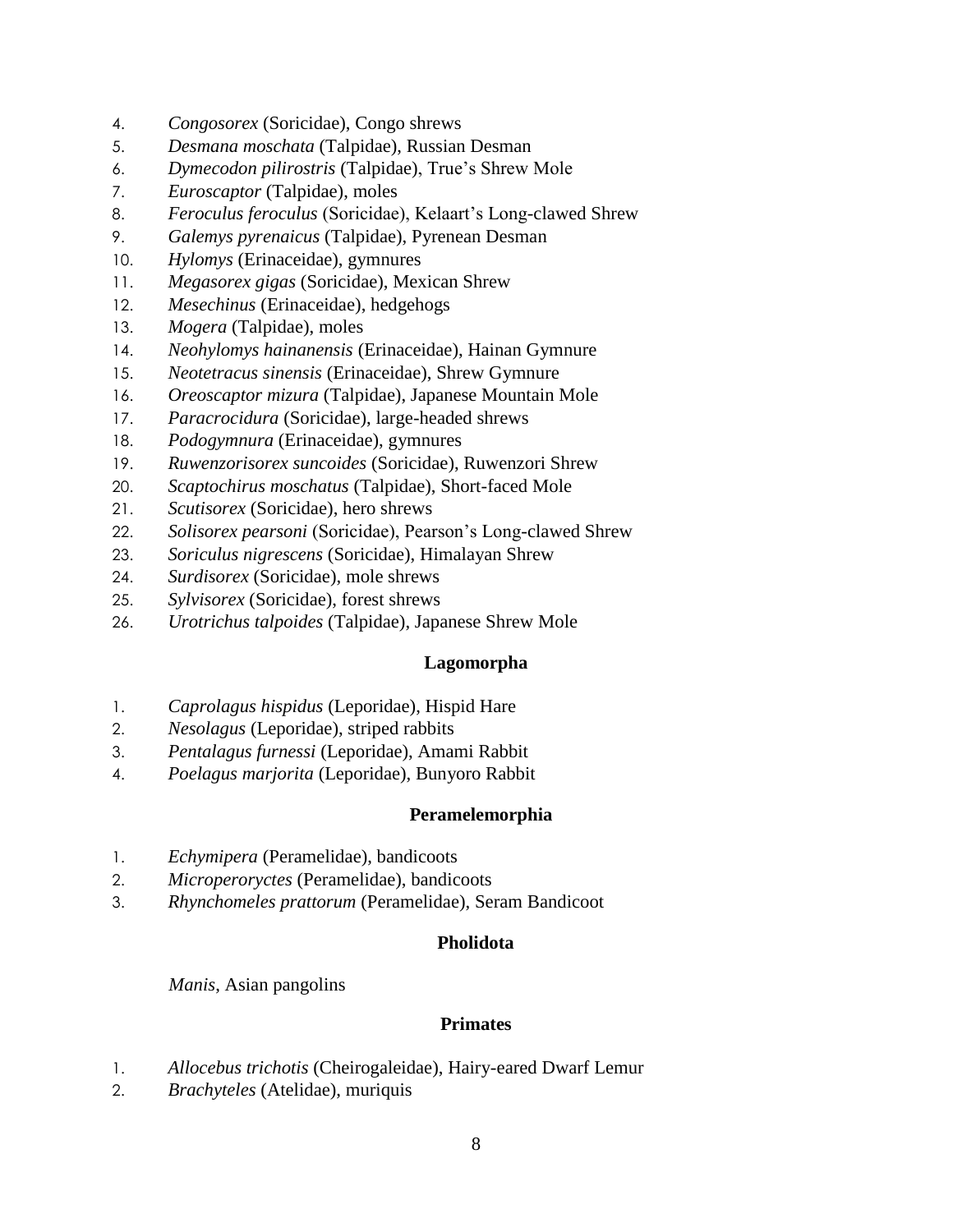4. *Congosorex* (Soricidae), Congo shrews
5. *Desmana moschata* (Talpidae), Russian Desman
6. *Dymecodon pilirostris* (Talpidae), True's Shrew Mole
7. *Euroscaptor* (Talpidae), moles
8. *Feroculus feroculus* (Soricidae), Kelaart's Long-clawed Shrew
9. *Galemys pyrenaicus* (Talpidae), Pyrenean Desman
10. *Hylomys* (Erinaceidae), gymnures
11. *Megasorex gigas* (Soricidae), Mexican Shrew
12. *Mesechinus* (Erinaceidae), hedgehogs
13. *Mogera* (Talpidae), moles
14. *Neohylomys hainanensis* (Erinaceidae), Hainan Gymnure
15. *Neotetracus sinensis* (Erinaceidae), Shrew Gymnure
16. *Oreoscaptor mizura* (Talpidae), Japanese Mountain Mole
17. *Paracrocidura* (Soricidae), large-headed shrews
18. *Podogymnura* (Erinaceidae), gymnures
19. *Ruwenzorisorex suncoides* (Soricidae), Ruwenzori Shrew
20. *Scaptochirus moschatus* (Talpidae), Short-faced Mole
21. *Scutisorex* (Soricidae), hero shrews
22. *Solisorex pearsoni* (Soricidae), Pearson's Long-clawed Shrew
23. *Soriculus nigrescens* (Soricidae), Himalayan Shrew
24. *Surdisorex* (Soricidae), mole shrews
25. *Sylvisorex* (Soricidae), forest shrews
26. *Urotrichus talpoides* (Talpidae), Japanese Shrew Mole

**Lagomorpha**

1. *Caprolagus hispidus* (Leporidae), Hispid Hare
2. *Nesolagus* (Leporidae), striped rabbits
3. *Pentalagus furnessi* (Leporidae), Amami Rabbit
4. *Poelagus marjorita* (Leporidae), Bunyoro Rabbit

**Peramelemorphia**

1. *Echymipera* (Peramelidae), bandicoots
2. *Microperoryctes* (Peramelidae), bandicoots
3. *Rhynchomeles prattorum* (Peramelidae), Seram Bandicoot

**Pholidota**

*Manis*, Asian pangolins

**Primates**

1. *Allocebus trichotis* (Cheirogaleidae), Hairy-eared Dwarf Lemur
2. *Brachyteles* (Atelidae), muriquis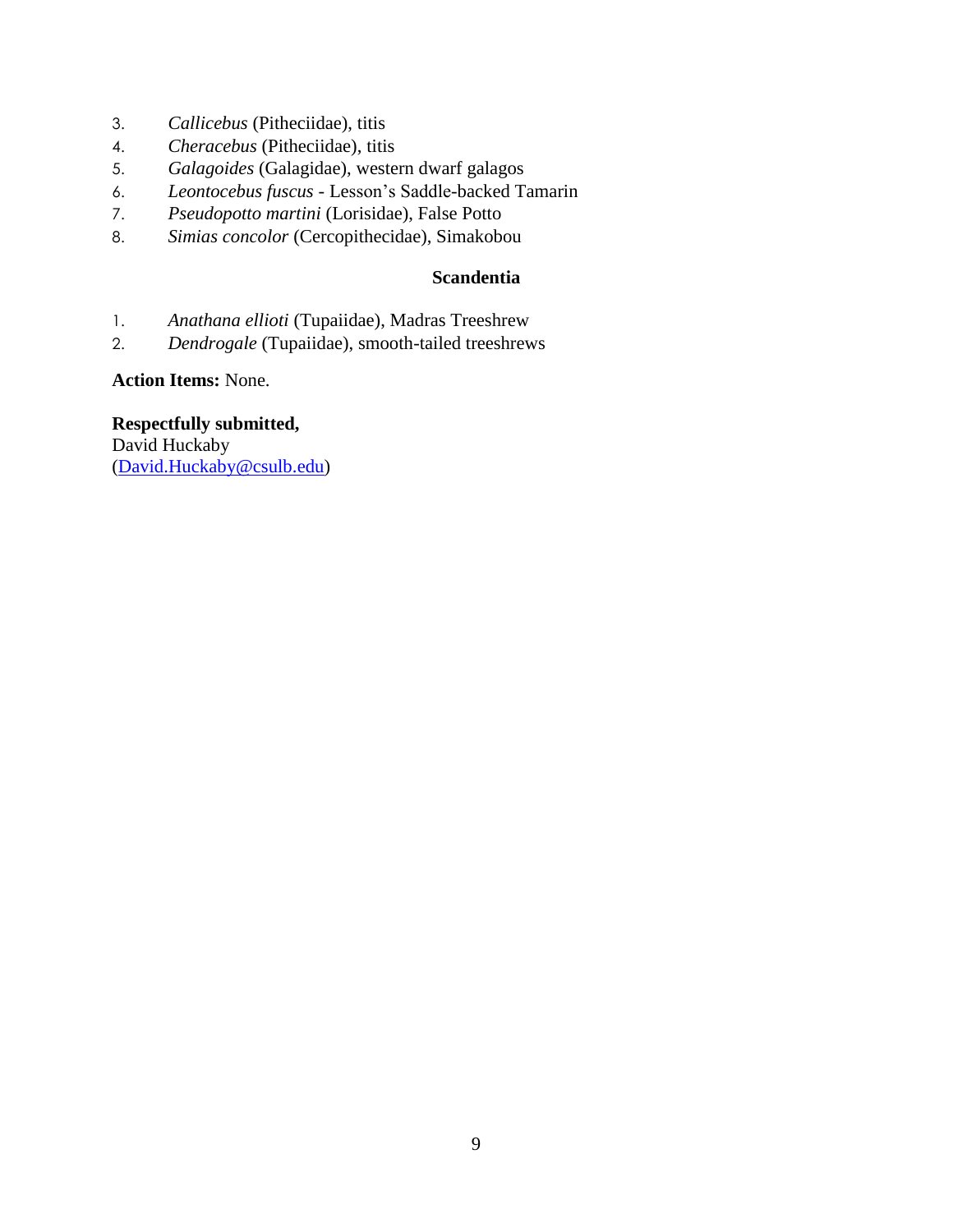3. *Callicebus* (Pitheciidae), titis
4. *Cheracebus* (Pitheciidae), titis
5. *Galagoides* (Galagidae), western dwarf galagos
6. *Leontocebus fuscus* - Lesson's Saddle-backed Tamarin
7. *Pseudopotto martini* (Lorisidae), False Potto
8. *Simias concolor* (Cercopithecidae), Simakobou

### Scandentia

1. *Anathana ellioti* (Tupaiidae), Madras Treeshrew
2. *Dendrogale* (Tupaiidae), smooth-tailed treeshrews

**Action Items:** None.

**Respectfully submitted,**
David Huckaby
(David.Huckaby@csulb.edu)